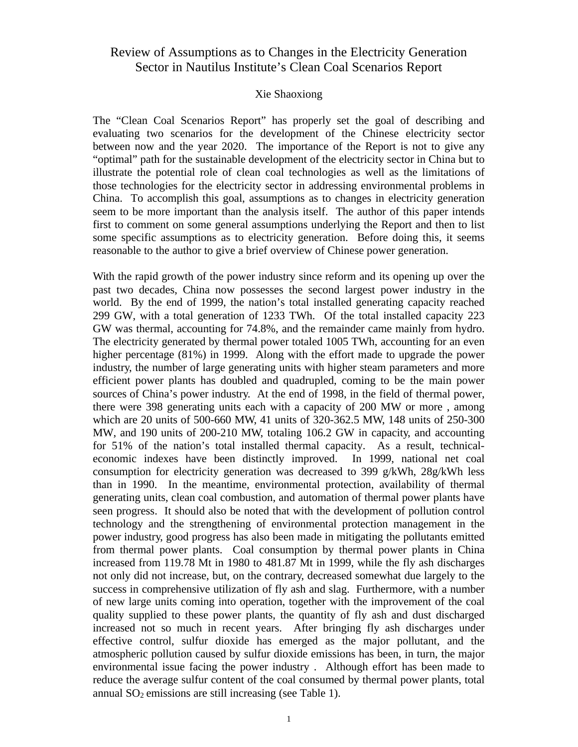# Review of Assumptions as to Changes in the Electricity Generation Sector in Nautilus Institute's Clean Coal Scenarios Report

Xie Shaoxiong

The "Clean Coal Scenarios Report" has properly set the goal of describing and evaluating two scenarios for the development of the Chinese electricity sector between now and the year 2020. The importance of the Report is not to give any "optimal" path for the sustainable development of the electricity sector in China but to illustrate the potential role of clean coal technologies as well as the limitations of those technologies for the electricity sector in addressing environmental problems in China. To accomplish this goal, assumptions as to changes in electricity generation seem to be more important than the analysis itself. The author of this paper intends first to comment on some general assumptions underlying the Report and then to list some specific assumptions as to electricity generation. Before doing this, it seems reasonable to the author to give a brief overview of Chinese power generation.

With the rapid growth of the power industry since reform and its opening up over the past two decades, China now possesses the second largest power industry in the world. By the end of 1999, the nation's total installed generating capacity reached 299 GW, with a total generation of 1233 TWh. Of the total installed capacity 223 GW was thermal, accounting for 74.8%, and the remainder came mainly from hydro. The electricity generated by thermal power totaled 1005 TWh, accounting for an even higher percentage (81%) in 1999. Along with the effort made to upgrade the power industry, the number of large generating units with higher steam parameters and more efficient power plants has doubled and quadrupled, coming to be the main power sources of China's power industry. At the end of 1998, in the field of thermal power, there were 398 generating units each with a capacity of 200 MW or more , among which are 20 units of 500-660 MW, 41 units of 320-362.5 MW, 148 units of 250-300 MW, and 190 units of 200-210 MW, totaling 106.2 GW in capacity, and accounting for 51% of the nation's total installed thermal capacity. As a result, technical-economic indexes have been distinctly improved. In 1999, national net coal consumption for electricity generation was decreased to 399 g/kWh, 28g/kWh less than in 1990. In the meantime, environmental protection, availability of thermal generating units, clean coal combustion, and automation of thermal power plants have seen progress. It should also be noted that with the development of pollution control technology and the strengthening of environmental protection management in the power industry, good progress has also been made in mitigating the pollutants emitted from thermal power plants. Coal consumption by thermal power plants in China increased from 119.78 Mt in 1980 to 481.87 Mt in 1999, while the fly ash discharges not only did not increase, but, on the contrary, decreased somewhat due largely to the success in comprehensive utilization of fly ash and slag. Furthermore, with a number of new large units coming into operation, together with the improvement of the coal quality supplied to these power plants, the quantity of fly ash and dust discharged increased not so much in recent years. After bringing fly ash discharges under effective control, sulfur dioxide has emerged as the major pollutant, and the atmospheric pollution caused by sulfur dioxide emissions has been, in turn, the major environmental issue facing the power industry . Although effort has been made to reduce the average sulfur content of the coal consumed by thermal power plants, total annual $SO_2$ emissions are still increasing (see Table 1).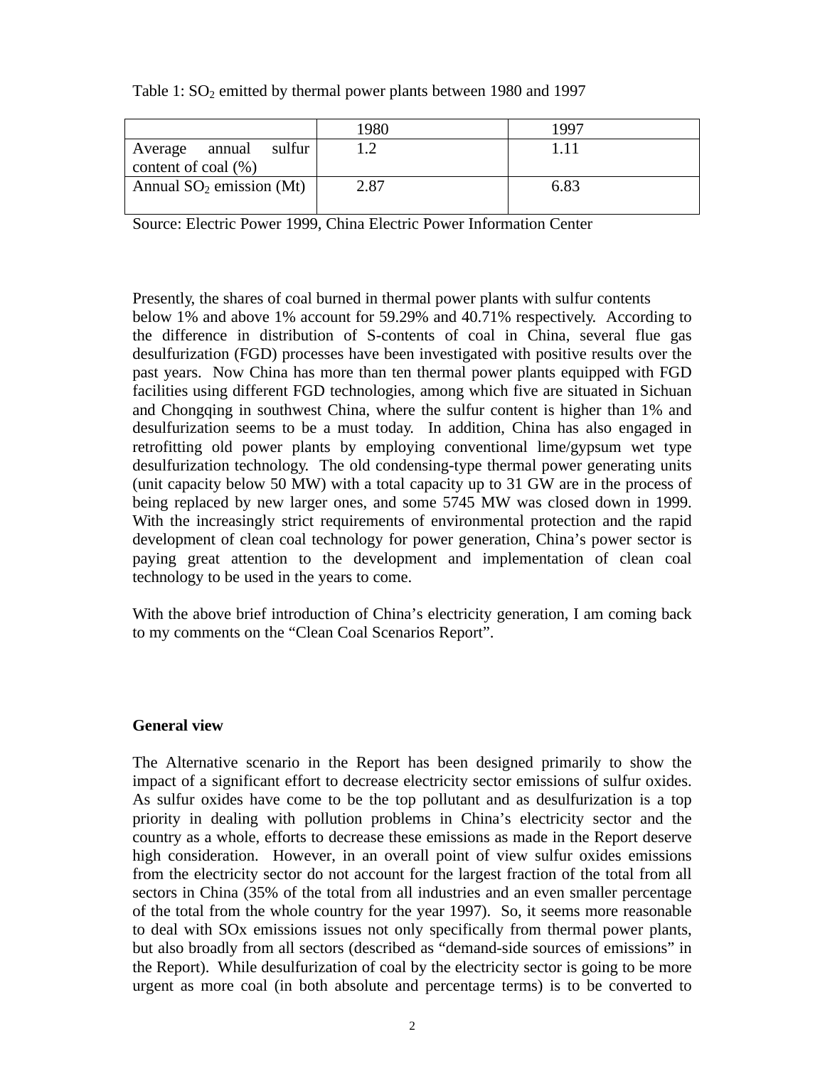Table 1: $SO_2$ emitted by thermal power plants between 1980 and 1997

| | 1980 | 1997 |
|---|---|---|
| Average annual sulfur content of coal (%) | 1.2 | 1.11 |
| Annual $SO_2$ emission (Mt) | 2.87 | 6.83 |

Source: Electric Power 1999, China Electric Power Information Center

Presently, the shares of coal burned in thermal power plants with sulfur contents below 1% and above 1% account for 59.29% and 40.71% respectively. According to the difference in distribution of S-contents of coal in China, several flue gas desulfurization (FGD) processes have been investigated with positive results over the past years. Now China has more than ten thermal power plants equipped with FGD facilities using different FGD technologies, among which five are situated in Sichuan and Chongqing in southwest China, where the sulfur content is higher than 1% and desulfurization seems to be a must today. In addition, China has also engaged in retrofitting old power plants by employing conventional lime/gypsum wet type desulfurization technology. The old condensing-type thermal power generating units (unit capacity below 50 MW) with a total capacity up to 31 GW are in the process of being replaced by new larger ones, and some 5745 MW was closed down in 1999. With the increasingly strict requirements of environmental protection and the rapid development of clean coal technology for power generation, China's power sector is paying great attention to the development and implementation of clean coal technology to be used in the years to come.

With the above brief introduction of China's electricity generation, I am coming back to my comments on the "Clean Coal Scenarios Report".

**General view**

The Alternative scenario in the Report has been designed primarily to show the impact of a significant effort to decrease electricity sector emissions of sulfur oxides. As sulfur oxides have come to be the top pollutant and as desulfurization is a top priority in dealing with pollution problems in China's electricity sector and the country as a whole, efforts to decrease these emissions as made in the Report deserve high consideration. However, in an overall point of view sulfur oxides emissions from the electricity sector do not account for the largest fraction of the total from all sectors in China (35% of the total from all industries and an even smaller percentage of the total from the whole country for the year 1997). So, it seems more reasonable to deal with SOx emissions issues not only specifically from thermal power plants, but also broadly from all sectors (described as "demand-side sources of emissions" in the Report). While desulfurization of coal by the electricity sector is going to be more urgent as more coal (in both absolute and percentage terms) is to be converted to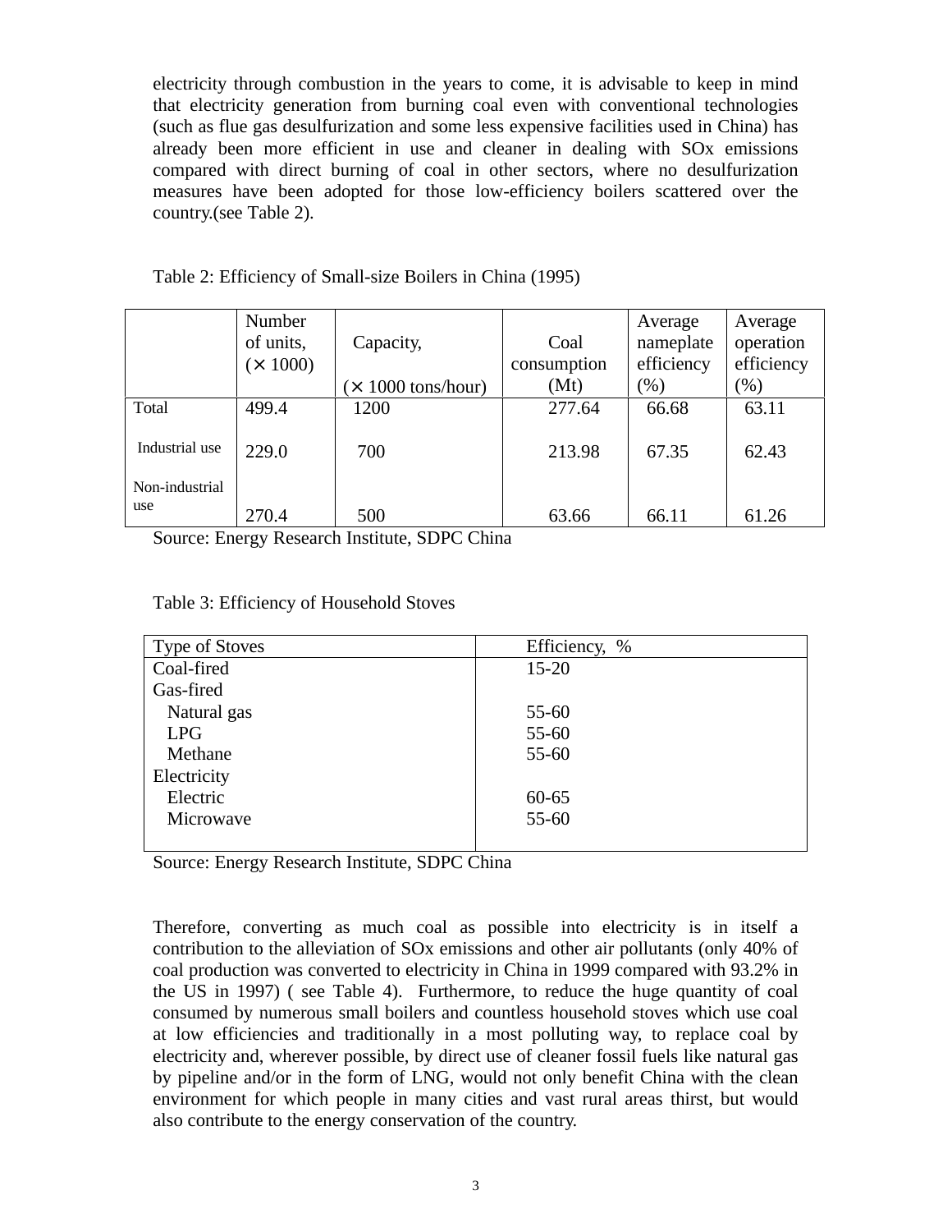electricity through combustion in the years to come, it is advisable to keep in mind that electricity generation from burning coal even with conventional technologies (such as flue gas desulfurization and some less expensive facilities used in China) has already been more efficient in use and cleaner in dealing with SOx emissions compared with direct burning of coal in other sectors, where no desulfurization measures have been adopted for those low-efficiency boilers scattered over the country.(see Table 2).

Table 2: Efficiency of Small-size Boilers in China (1995)

| | Number of units, (× 1000) | Capacity, (× 1000 tons/hour) | Coal consumption (Mt) | Average nameplate efficiency (%) | Average operation efficiency (%) |
|---|---|---|---|---|---|
| Total | 499.4 | 1200 | 277.64 | 66.68 | 63.11 |
| Industrial use | 229.0 | 700 | 213.98 | 67.35 | 62.43 |
| Non-industrial use | 270.4 | 500 | 63.66 | 66.11 | 61.26 |

Source: Energy Research Institute, SDPC China

Table 3: Efficiency of Household Stoves

| Type of Stoves | Efficiency, % |
|---|---|
| Coal-fired | 15-20 |
| Gas-fired | |
| Natural gas | 55-60 |
| LPG | 55-60 |
| Methane | 55-60 |
| Electricity | |
| Electric | 60-65 |
| Microwave | 55-60 |

Source: Energy Research Institute, SDPC China

Therefore, converting as much coal as possible into electricity is in itself a contribution to the alleviation of SOx emissions and other air pollutants (only 40% of coal production was converted to electricity in China in 1999 compared with 93.2% in the US in 1997) ( see Table 4). Furthermore, to reduce the huge quantity of coal consumed by numerous small boilers and countless household stoves which use coal at low efficiencies and traditionally in a most polluting way, to replace coal by electricity and, wherever possible, by direct use of cleaner fossil fuels like natural gas by pipeline and/or in the form of LNG, would not only benefit China with the clean environment for which people in many cities and vast rural areas thirst, but would also contribute to the energy conservation of the country.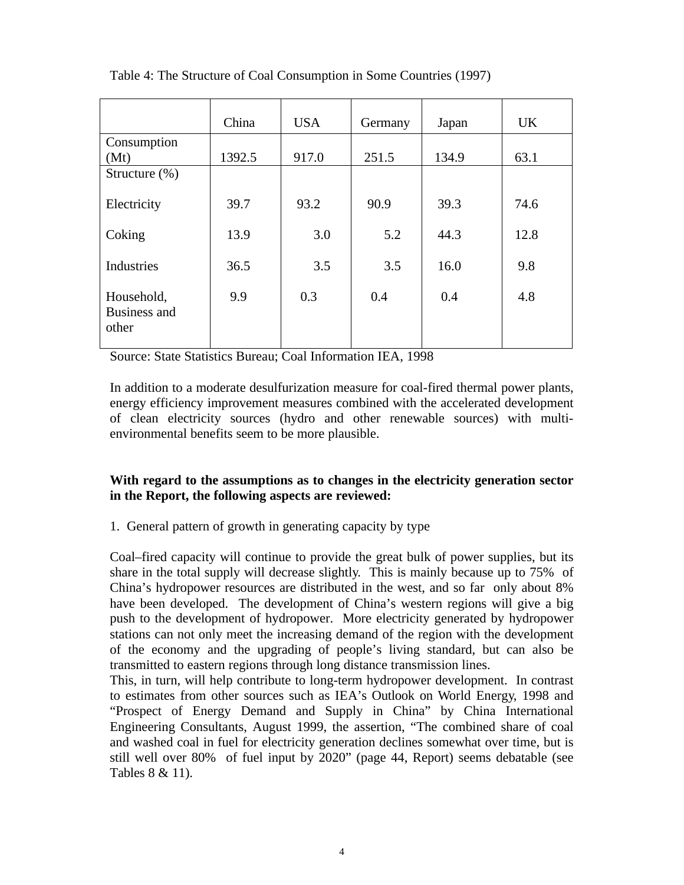Table 4: The Structure of Coal Consumption in Some Countries (1997)

| | China | USA | Germany | Japan | UK |
|---|---|---|---|---|---|
| Consumption (Mt) | 1392.5 | 917.0 | 251.5 | 134.9 | 63.1 |
| Structure (%) | | | | | |
| Electricity | 39.7 | 93.2 | 90.9 | 39.3 | 74.6 |
| Coking | 13.9 | 3.0 | 5.2 | 44.3 | 12.8 |
| Industries | 36.5 | 3.5 | 3.5 | 16.0 | 9.8 |
| Household, Business and other | 9.9 | 0.3 | 0.4 | 0.4 | 4.8 |

Source: State Statistics Bureau; Coal Information IEA, 1998

In addition to a moderate desulfurization measure for coal-fired thermal power plants, energy efficiency improvement measures combined with the accelerated development of clean electricity sources (hydro and other renewable sources) with multi-environmental benefits seem to be more plausible.

**With regard to the assumptions as to changes in the electricity generation sector in the Report, the following aspects are reviewed:**

1. General pattern of growth in generating capacity by type

Coal–fired capacity will continue to provide the great bulk of power supplies, but its share in the total supply will decrease slightly. This is mainly because up to 75% of China's hydropower resources are distributed in the west, and so far only about 8% have been developed. The development of China's western regions will give a big push to the development of hydropower. More electricity generated by hydropower stations can not only meet the increasing demand of the region with the development of the economy and the upgrading of people's living standard, but can also be transmitted to eastern regions through long distance transmission lines.
This, in turn, will help contribute to long-term hydropower development. In contrast to estimates from other sources such as IEA's Outlook on World Energy, 1998 and "Prospect of Energy Demand and Supply in China" by China International Engineering Consultants, August 1999, the assertion, "The combined share of coal and washed coal in fuel for electricity generation declines somewhat over time, but is still well over 80% of fuel input by 2020" (page 44, Report) seems debatable (see Tables 8 & 11).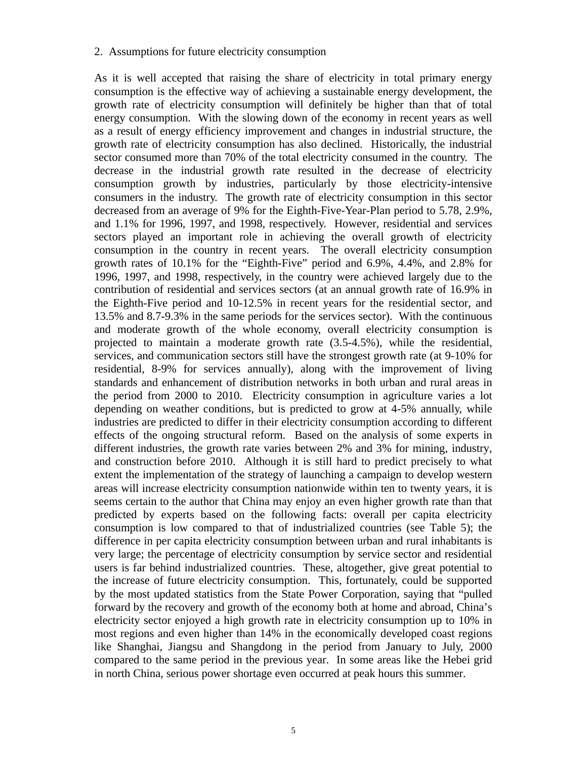2. Assumptions for future electricity consumption

As it is well accepted that raising the share of electricity in total primary energy consumption is the effective way of achieving a sustainable energy development, the growth rate of electricity consumption will definitely be higher than that of total energy consumption. With the slowing down of the economy in recent years as well as a result of energy efficiency improvement and changes in industrial structure, the growth rate of electricity consumption has also declined. Historically, the industrial sector consumed more than 70% of the total electricity consumed in the country. The decrease in the industrial growth rate resulted in the decrease of electricity consumption growth by industries, particularly by those electricity-intensive consumers in the industry. The growth rate of electricity consumption in this sector decreased from an average of 9% for the Eighth-Five-Year-Plan period to 5.78, 2.9%, and 1.1% for 1996, 1997, and 1998, respectively. However, residential and services sectors played an important role in achieving the overall growth of electricity consumption in the country in recent years. The overall electricity consumption growth rates of 10.1% for the "Eighth-Five" period and 6.9%, 4.4%, and 2.8% for 1996, 1997, and 1998, respectively, in the country were achieved largely due to the contribution of residential and services sectors (at an annual growth rate of 16.9% in the Eighth-Five period and 10-12.5% in recent years for the residential sector, and 13.5% and 8.7-9.3% in the same periods for the services sector). With the continuous and moderate growth of the whole economy, overall electricity consumption is projected to maintain a moderate growth rate (3.5-4.5%), while the residential, services, and communication sectors still have the strongest growth rate (at 9-10% for residential, 8-9% for services annually), along with the improvement of living standards and enhancement of distribution networks in both urban and rural areas in the period from 2000 to 2010. Electricity consumption in agriculture varies a lot depending on weather conditions, but is predicted to grow at 4-5% annually, while industries are predicted to differ in their electricity consumption according to different effects of the ongoing structural reform. Based on the analysis of some experts in different industries, the growth rate varies between 2% and 3% for mining, industry, and construction before 2010. Although it is still hard to predict precisely to what extent the implementation of the strategy of launching a campaign to develop western areas will increase electricity consumption nationwide within ten to twenty years, it is seems certain to the author that China may enjoy an even higher growth rate than that predicted by experts based on the following facts: overall per capita electricity consumption is low compared to that of industrialized countries (see Table 5); the difference in per capita electricity consumption between urban and rural inhabitants is very large; the percentage of electricity consumption by service sector and residential users is far behind industrialized countries. These, altogether, give great potential to the increase of future electricity consumption. This, fortunately, could be supported by the most updated statistics from the State Power Corporation, saying that "pulled forward by the recovery and growth of the economy both at home and abroad, China's electricity sector enjoyed a high growth rate in electricity consumption up to 10% in most regions and even higher than 14% in the economically developed coast regions like Shanghai, Jiangsu and Shangdong in the period from January to July, 2000 compared to the same period in the previous year. In some areas like the Hebei grid in north China, serious power shortage even occurred at peak hours this summer.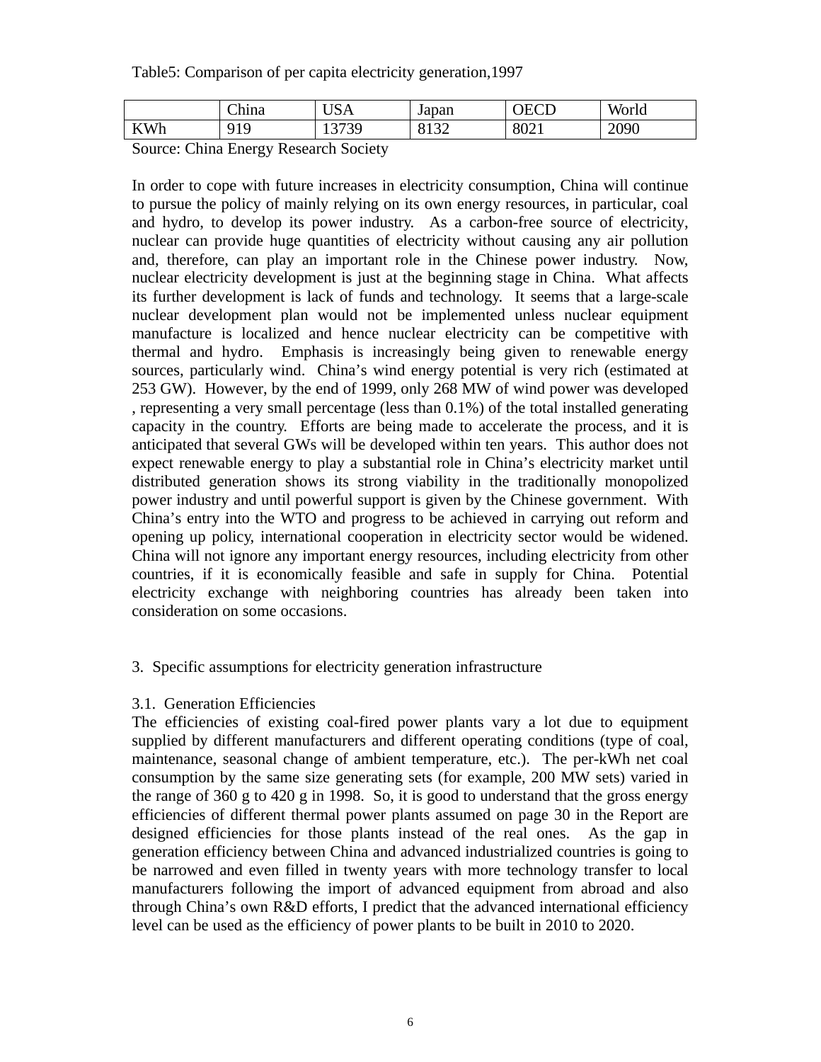Table5: Comparison of per capita electricity generation,1997

| | China | USA | Japan | OECD | World |
|---|---|---|---|---|---|
| KWh | 919 | 13739 | 8132 | 8021 | 2090 |

Source: China Energy Research Society

In order to cope with future increases in electricity consumption, China will continue to pursue the policy of mainly relying on its own energy resources, in particular, coal and hydro, to develop its power industry. As a carbon-free source of electricity, nuclear can provide huge quantities of electricity without causing any air pollution and, therefore, can play an important role in the Chinese power industry. Now, nuclear electricity development is just at the beginning stage in China. What affects its further development is lack of funds and technology. It seems that a large-scale nuclear development plan would not be implemented unless nuclear equipment manufacture is localized and hence nuclear electricity can be competitive with thermal and hydro. Emphasis is increasingly being given to renewable energy sources, particularly wind. China's wind energy potential is very rich (estimated at 253 GW). However, by the end of 1999, only 268 MW of wind power was developed , representing a very small percentage (less than 0.1%) of the total installed generating capacity in the country. Efforts are being made to accelerate the process, and it is anticipated that several GWs will be developed within ten years. This author does not expect renewable energy to play a substantial role in China's electricity market until distributed generation shows its strong viability in the traditionally monopolized power industry and until powerful support is given by the Chinese government. With China's entry into the WTO and progress to be achieved in carrying out reform and opening up policy, international cooperation in electricity sector would be widened. China will not ignore any important energy resources, including electricity from other countries, if it is economically feasible and safe in supply for China. Potential electricity exchange with neighboring countries has already been taken into consideration on some occasions.

## 3. Specific assumptions for electricity generation infrastructure

### 3.1. Generation Efficiencies

The efficiencies of existing coal-fired power plants vary a lot due to equipment supplied by different manufacturers and different operating conditions (type of coal, maintenance, seasonal change of ambient temperature, etc.). The per-kWh net coal consumption by the same size generating sets (for example, 200 MW sets) varied in the range of 360 g to 420 g in 1998. So, it is good to understand that the gross energy efficiencies of different thermal power plants assumed on page 30 in the Report are designed efficiencies for those plants instead of the real ones. As the gap in generation efficiency between China and advanced industrialized countries is going to be narrowed and even filled in twenty years with more technology transfer to local manufacturers following the import of advanced equipment from abroad and also through China's own R&D efforts, I predict that the advanced international efficiency level can be used as the efficiency of power plants to be built in 2010 to 2020.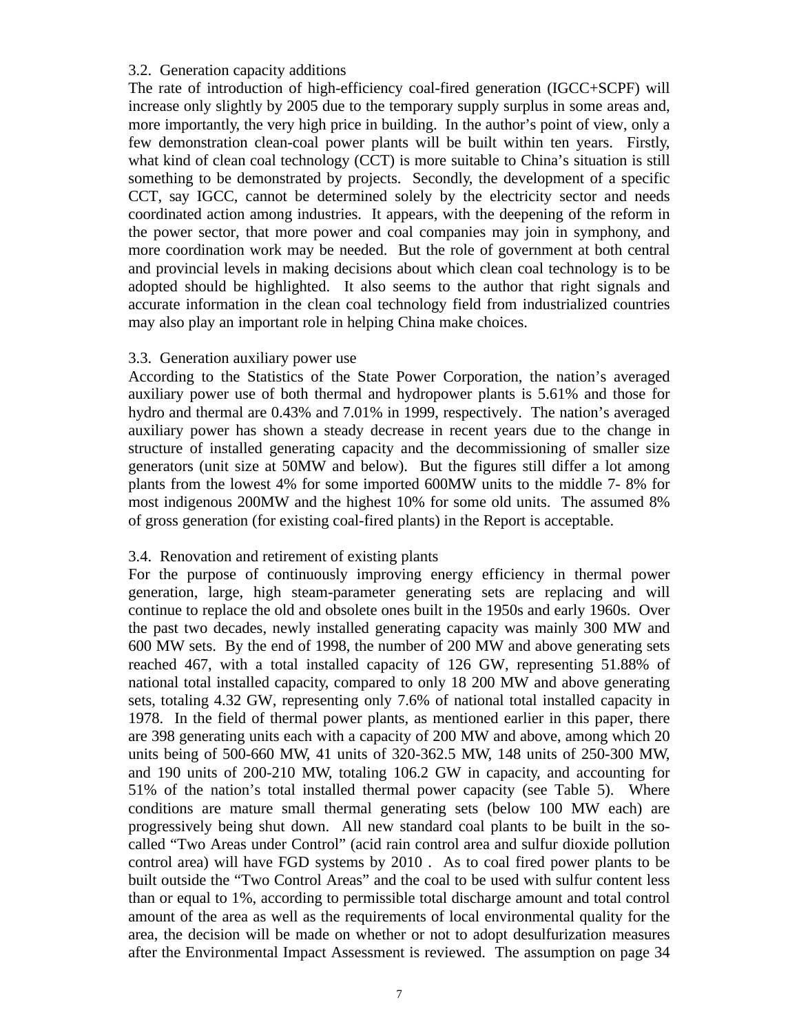### 3.2. Generation capacity additions

The rate of introduction of high-efficiency coal-fired generation (IGCC+SCPF) will increase only slightly by 2005 due to the temporary supply surplus in some areas and, more importantly, the very high price in building. In the author's point of view, only a few demonstration clean-coal power plants will be built within ten years. Firstly, what kind of clean coal technology (CCT) is more suitable to China's situation is still something to be demonstrated by projects. Secondly, the development of a specific CCT, say IGCC, cannot be determined solely by the electricity sector and needs coordinated action among industries. It appears, with the deepening of the reform in the power sector, that more power and coal companies may join in symphony, and more coordination work may be needed. But the role of government at both central and provincial levels in making decisions about which clean coal technology is to be adopted should be highlighted. It also seems to the author that right signals and accurate information in the clean coal technology field from industrialized countries may also play an important role in helping China make choices.

### 3.3. Generation auxiliary power use

According to the Statistics of the State Power Corporation, the nation's averaged auxiliary power use of both thermal and hydropower plants is 5.61% and those for hydro and thermal are 0.43% and 7.01% in 1999, respectively. The nation's averaged auxiliary power has shown a steady decrease in recent years due to the change in structure of installed generating capacity and the decommissioning of smaller size generators (unit size at 50MW and below). But the figures still differ a lot among plants from the lowest 4% for some imported 600MW units to the middle 7- 8% for most indigenous 200MW and the highest 10% for some old units. The assumed 8% of gross generation (for existing coal-fired plants) in the Report is acceptable.

### 3.4. Renovation and retirement of existing plants

For the purpose of continuously improving energy efficiency in thermal power generation, large, high steam-parameter generating sets are replacing and will continue to replace the old and obsolete ones built in the 1950s and early 1960s. Over the past two decades, newly installed generating capacity was mainly 300 MW and 600 MW sets. By the end of 1998, the number of 200 MW and above generating sets reached 467, with a total installed capacity of 126 GW, representing 51.88% of national total installed capacity, compared to only 18 200 MW and above generating sets, totaling 4.32 GW, representing only 7.6% of national total installed capacity in 1978. In the field of thermal power plants, as mentioned earlier in this paper, there are 398 generating units each with a capacity of 200 MW and above, among which 20 units being of 500-660 MW, 41 units of 320-362.5 MW, 148 units of 250-300 MW, and 190 units of 200-210 MW, totaling 106.2 GW in capacity, and accounting for 51% of the nation's total installed thermal power capacity (see Table 5). Where conditions are mature small thermal generating sets (below 100 MW each) are progressively being shut down. All new standard coal plants to be built in the so-called "Two Areas under Control" (acid rain control area and sulfur dioxide pollution control area) will have FGD systems by 2010 . As to coal fired power plants to be built outside the "Two Control Areas" and the coal to be used with sulfur content less than or equal to 1%, according to permissible total discharge amount and total control amount of the area as well as the requirements of local environmental quality for the area, the decision will be made on whether or not to adopt desulfurization measures after the Environmental Impact Assessment is reviewed. The assumption on page 34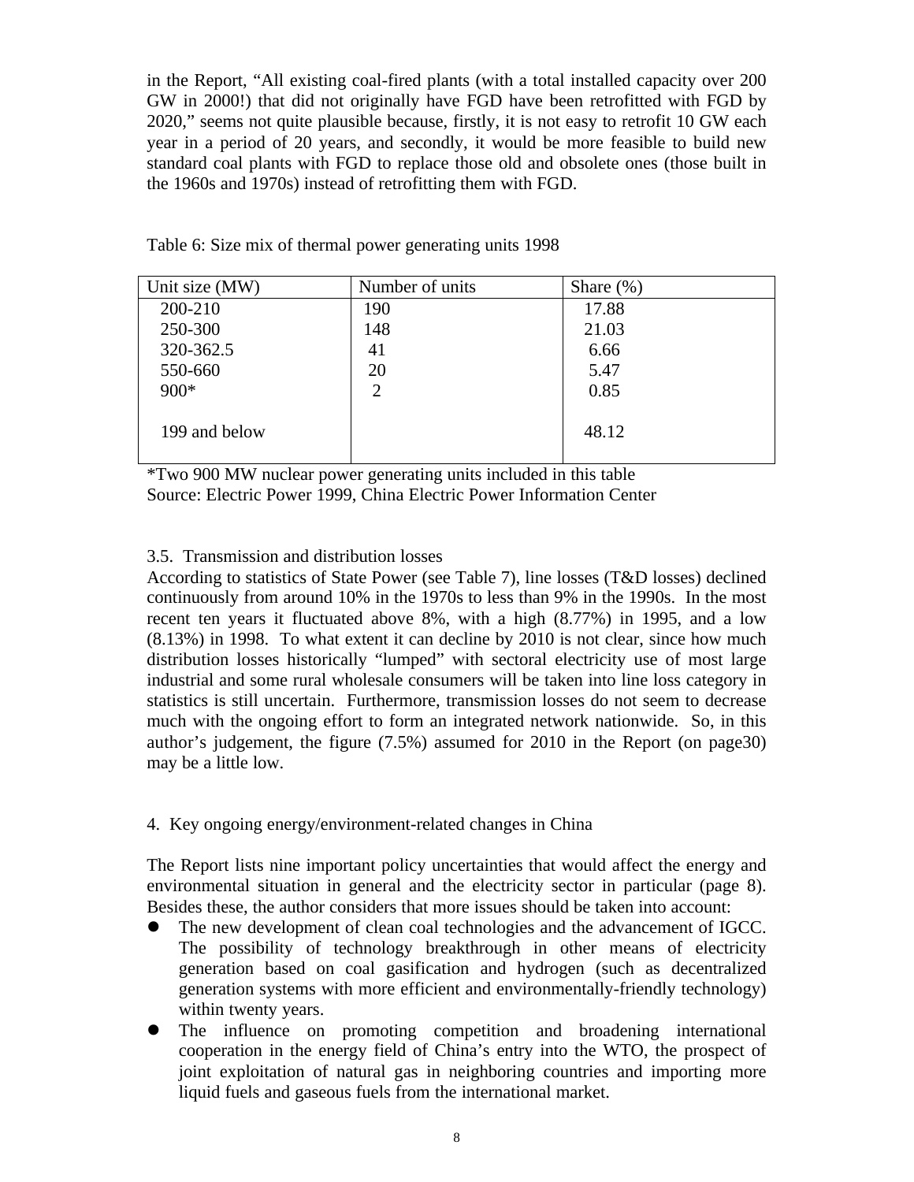in the Report, "All existing coal-fired plants (with a total installed capacity over 200 GW in 2000!) that did not originally have FGD have been retrofitted with FGD by 2020," seems not quite plausible because, firstly, it is not easy to retrofit 10 GW each year in a period of 20 years, and secondly, it would be more feasible to build new standard coal plants with FGD to replace those old and obsolete ones (those built in the 1960s and 1970s) instead of retrofitting them with FGD.

Table 6: Size mix of thermal power generating units 1998

| Unit size (MW) | Number of units | Share (%) |
|---|---|---|
| 200-210 | 190 | 17.88 |
| 250-300 | 148 | 21.03 |
| 320-362.5 | 41 | 6.66 |
| 550-660 | 20 | 5.47 |
| 900* | 2 | 0.85 |
| 199 and below | | 48.12 |

*Two 900 MW nuclear power generating units included in this table
Source: Electric Power 1999, China Electric Power Information Center

### 3.5. Transmission and distribution losses

According to statistics of State Power (see Table 7), line losses (T&D losses) declined continuously from around 10% in the 1970s to less than 9% in the 1990s. In the most recent ten years it fluctuated above 8%, with a high (8.77%) in 1995, and a low (8.13%) in 1998. To what extent it can decline by 2010 is not clear, since how much distribution losses historically "lumped" with sectoral electricity use of most large industrial and some rural wholesale consumers will be taken into line loss category in statistics is still uncertain. Furthermore, transmission losses do not seem to decrease much with the ongoing effort to form an integrated network nationwide. So, in this author's judgement, the figure (7.5%) assumed for 2010 in the Report (on page30) may be a little low.

## 4. Key ongoing energy/environment-related changes in China

The Report lists nine important policy uncertainties that would affect the energy and environmental situation in general and the electricity sector in particular (page 8). Besides these, the author considers that more issues should be taken into account:

- The new development of clean coal technologies and the advancement of IGCC. The possibility of technology breakthrough in other means of electricity generation based on coal gasification and hydrogen (such as decentralized generation systems with more efficient and environmentally-friendly technology) within twenty years.
- The influence on promoting competition and broadening international cooperation in the energy field of China's entry into the WTO, the prospect of joint exploitation of natural gas in neighboring countries and importing more liquid fuels and gaseous fuels from the international market.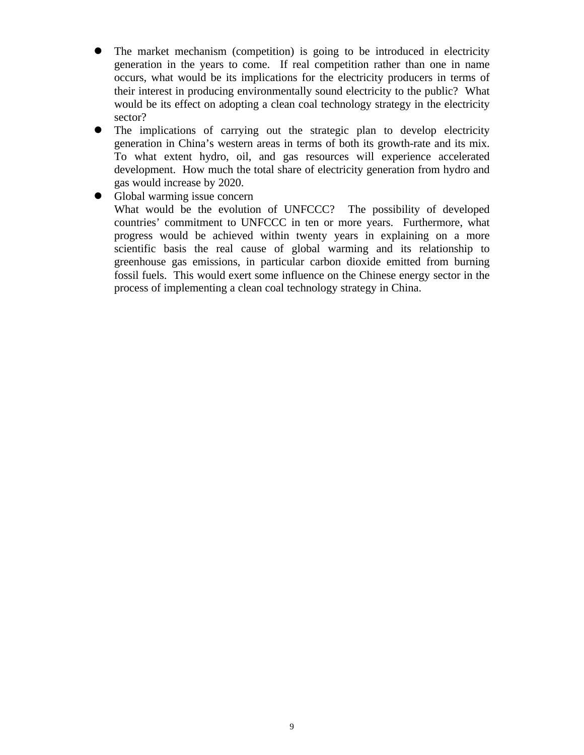- The market mechanism (competition) is going to be introduced in electricity generation in the years to come. If real competition rather than one in name occurs, what would be its implications for the electricity producers in terms of their interest in producing environmentally sound electricity to the public? What would be its effect on adopting a clean coal technology strategy in the electricity sector?
- The implications of carrying out the strategic plan to develop electricity generation in China's western areas in terms of both its growth-rate and its mix. To what extent hydro, oil, and gas resources will experience accelerated development. How much the total share of electricity generation from hydro and gas would increase by 2020.
- Global warming issue concern
  What would be the evolution of UNFCCC? The possibility of developed countries' commitment to UNFCCC in ten or more years. Furthermore, what progress would be achieved within twenty years in explaining on a more scientific basis the real cause of global warming and its relationship to greenhouse gas emissions, in particular carbon dioxide emitted from burning fossil fuels. This would exert some influence on the Chinese energy sector in the process of implementing a clean coal technology strategy in China.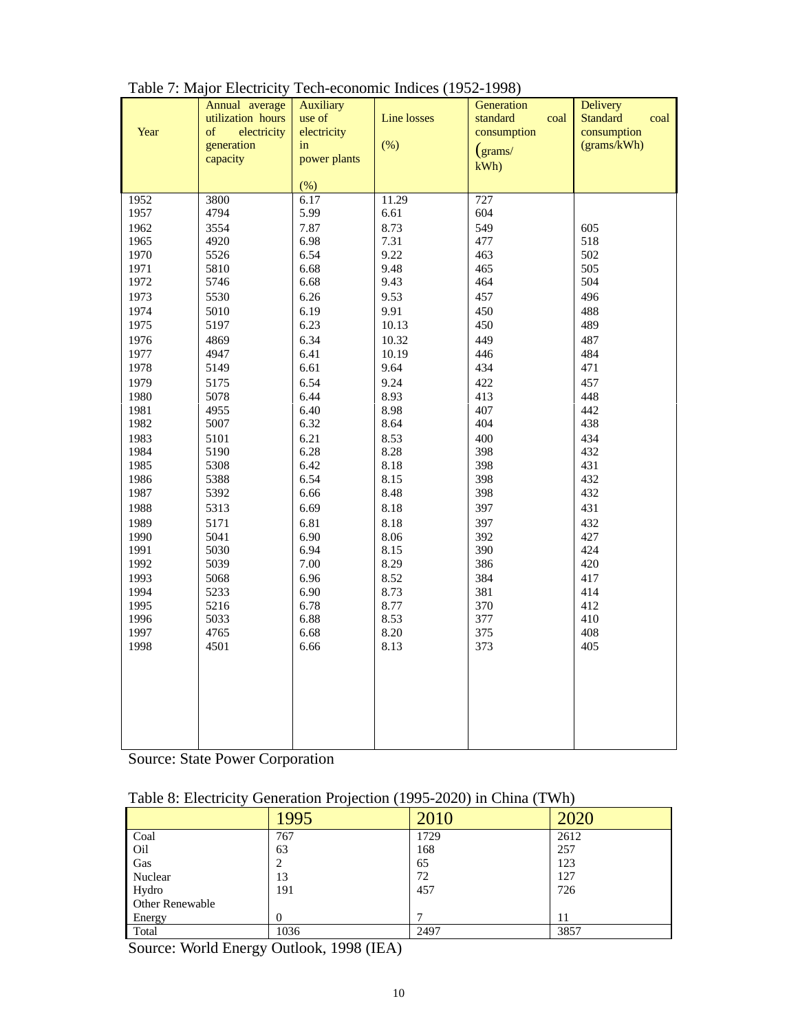Table 7: Major Electricity Tech-economic Indices (1952-1998)

| Year | Annual average utilization hours of electricity generation capacity | Auxiliary use of electricity in power plants (%) | Line losses (%) | Generation standard coal consumption (grams/ kWh) | Delivery Standard coal consumption (grams/kWh) |
|---|---|---|---|---|---|
| 1952 | 3800 | 6.17 | 11.29 | 727 | |
| 1957 | 4794 | 5.99 | 6.61 | 604 | |
| 1962 | 3554 | 7.87 | 8.73 | 549 | 605 |
| 1965 | 4920 | 6.98 | 7.31 | 477 | 518 |
| 1970 | 5526 | 6.54 | 9.22 | 463 | 502 |
| 1971 | 5810 | 6.68 | 9.48 | 465 | 505 |
| 1972 | 5746 | 6.68 | 9.43 | 464 | 504 |
| 1973 | 5530 | 6.26 | 9.53 | 457 | 496 |
| 1974 | 5010 | 6.19 | 9.91 | 450 | 488 |
| 1975 | 5197 | 6.23 | 10.13 | 450 | 489 |
| 1976 | 4869 | 6.34 | 10.32 | 449 | 487 |
| 1977 | 4947 | 6.41 | 10.19 | 446 | 484 |
| 1978 | 5149 | 6.61 | 9.64 | 434 | 471 |
| 1979 | 5175 | 6.54 | 9.24 | 422 | 457 |
| 1980 | 5078 | 6.44 | 8.93 | 413 | 448 |
| 1981 | 4955 | 6.40 | 8.98 | 407 | 442 |
| 1982 | 5007 | 6.32 | 8.64 | 404 | 438 |
| 1983 | 5101 | 6.21 | 8.53 | 400 | 434 |
| 1984 | 5190 | 6.28 | 8.28 | 398 | 432 |
| 1985 | 5308 | 6.42 | 8.18 | 398 | 431 |
| 1986 | 5388 | 6.54 | 8.15 | 398 | 432 |
| 1987 | 5392 | 6.66 | 8.48 | 398 | 432 |
| 1988 | 5313 | 6.69 | 8.18 | 397 | 431 |
| 1989 | 5171 | 6.81 | 8.18 | 397 | 432 |
| 1990 | 5041 | 6.90 | 8.06 | 392 | 427 |
| 1991 | 5030 | 6.94 | 8.15 | 390 | 424 |
| 1992 | 5039 | 7.00 | 8.29 | 386 | 420 |
| 1993 | 5068 | 6.96 | 8.52 | 384 | 417 |
| 1994 | 5233 | 6.90 | 8.73 | 381 | 414 |
| 1995 | 5216 | 6.78 | 8.77 | 370 | 412 |
| 1996 | 5033 | 6.88 | 8.53 | 377 | 410 |
| 1997 | 4765 | 6.68 | 8.20 | 375 | 408 |
| 1998 | 4501 | 6.66 | 8.13 | 373 | 405 |

Source: State Power Corporation

Table 8: Electricity Generation Projection (1995-2020) in China (TWh)

| | 1995 | 2010 | 2020 |
|---|---|---|---|
| Coal | 767 | 1729 | 2612 |
| Oil | 63 | 168 | 257 |
| Gas | 2 | 65 | 123 |
| Nuclear | 13 | 72 | 127 |
| Hydro | 191 | 457 | 726 |
| Other Renewable Energy | 0 | 7 | 11 |
| Total | 1036 | 2497 | 3857 |

Source: World Energy Outlook, 1998 (IEA)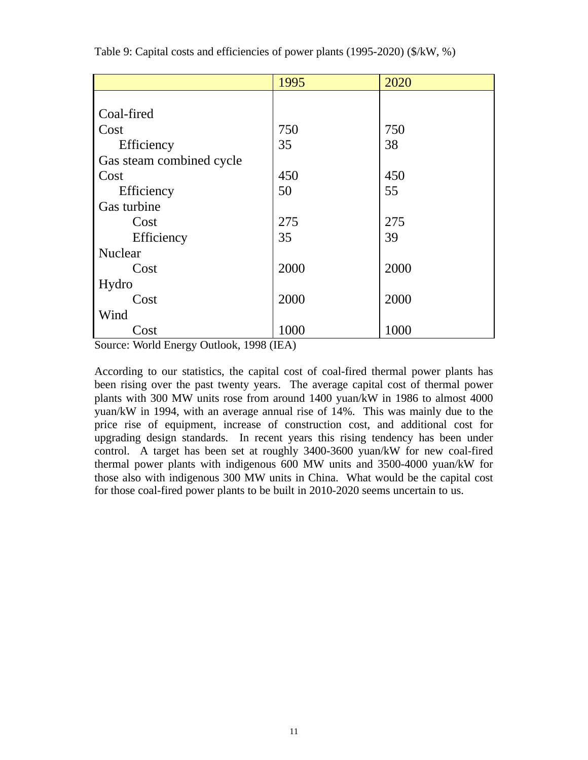Table 9: Capital costs and efficiencies of power plants (1995-2020) ($/kW, %)

| | 1995 | 2020 |
|---|---|---|
| Coal-fired | | |
| Cost | 750 | 750 |
| Efficiency | 35 | 38 |
| Gas steam combined cycle | | |
| Cost | 450 | 450 |
| Efficiency | 50 | 55 |
| Gas turbine | | |
| Cost | 275 | 275 |
| Efficiency | 35 | 39 |
| Nuclear | | |
| Cost | 2000 | 2000 |
| Hydro | | |
| Cost | 2000 | 2000 |
| Wind | | |
| Cost | 1000 | 1000 |

Source: World Energy Outlook, 1998 (IEA)

According to our statistics, the capital cost of coal-fired thermal power plants has been rising over the past twenty years. The average capital cost of thermal power plants with 300 MW units rose from around 1400 yuan/kW in 1986 to almost 4000 yuan/kW in 1994, with an average annual rise of 14%. This was mainly due to the price rise of equipment, increase of construction cost, and additional cost for upgrading design standards. In recent years this rising tendency has been under control. A target has been set at roughly 3400-3600 yuan/kW for new coal-fired thermal power plants with indigenous 600 MW units and 3500-4000 yuan/kW for those also with indigenous 300 MW units in China. What would be the capital cost for those coal-fired power plants to be built in 2010-2020 seems uncertain to us.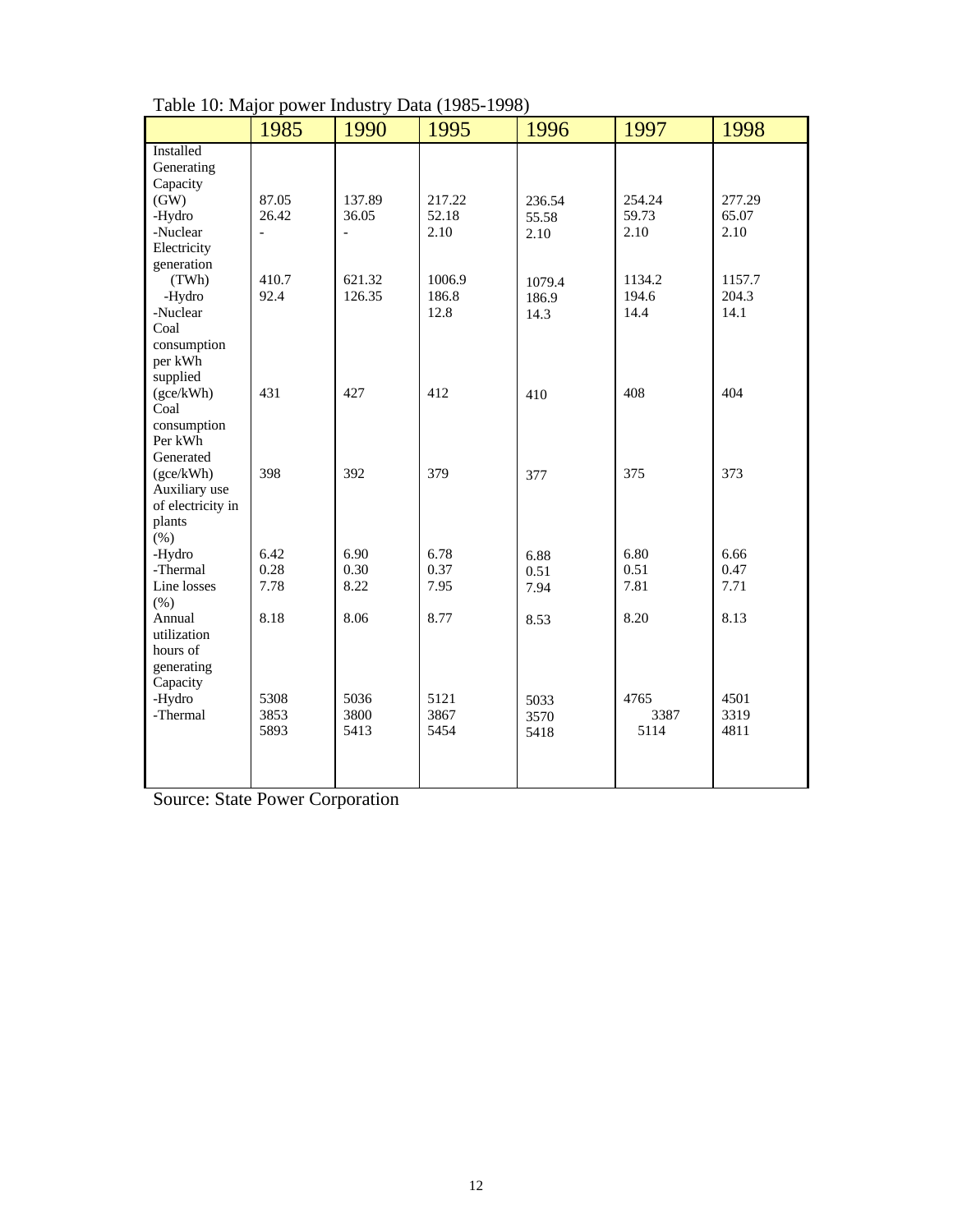Table 10: Major power Industry Data (1985-1998)

| | 1985 | 1990 | 1995 | 1996 | 1997 | 1998 |
|---|---|---|---|---|---|---|
| Installed Generating Capacity (GW) | 87.05 | 137.89 | 217.22 | 236.54 | 254.24 | 277.29 |
| -Hydro | 26.42 | 36.05 | 52.18 | 55.58 | 59.73 | 65.07 |
| -Nuclear | - | - | 2.10 | 2.10 | 2.10 | 2.10 |
| Electricity generation (TWh) | 410.7 | 621.32 | 1006.9 | 1079.4 | 1134.2 | 1157.7 |
| -Hydro | 92.4 | 126.35 | 186.8 | 186.9 | 194.6 | 204.3 |
| -Nuclear | | | 12.8 | 14.3 | 14.4 | 14.1 |
| Coal consumption per kWh supplied (gce/kWh) | 431 | 427 | 412 | 410 | 408 | 404 |
| Coal consumption Per kWh Generated (gce/kWh) | 398 | 392 | 379 | 377 | 375 | 373 |
| Auxiliary use of electricity in plants (%) | 6.42 | 6.90 | 6.78 | 6.88 | 6.80 | 6.66 |
| -Hydro | 0.28 | 0.30 | 0.37 | 0.51 | 0.51 | 0.47 |
| -Thermal | 7.78 | 8.22 | 7.95 | 7.94 | 7.81 | 7.71 |
| Line losses (%) | 8.18 | 8.06 | 8.77 | 8.53 | 8.20 | 8.13 |
| Annual utilization hours of generating Capacity | 5308 | 5036 | 5121 | 5033 | 4765 | 4501 |
| -Hydro | 3853 | 3800 | 3867 | 3570 | 3387 | 3319 |
| -Thermal | 5893 | 5413 | 5454 | 5418 | 5114 | 4811 |

Source: State Power Corporation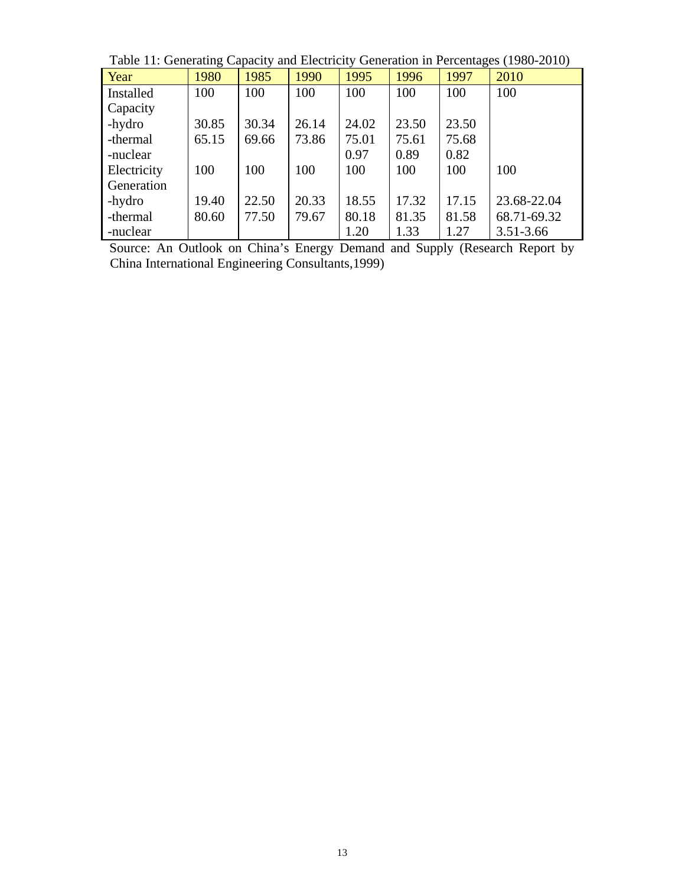Table 11: Generating Capacity and Electricity Generation in Percentages (1980-2010)

| Year | 1980 | 1985 | 1990 | 1995 | 1996 | 1997 | 2010 |
|---|---|---|---|---|---|---|---|
| Installed Capacity | 100 | 100 | 100 | 100 | 100 | 100 | 100 |
| -hydro | 30.85 | 30.34 | 26.14 | 24.02 | 23.50 | 23.50 | |
| -thermal | 65.15 | 69.66 | 73.86 | 75.01 | 75.61 | 75.68 | |
| -nuclear | | | | 0.97 | 0.89 | 0.82 | |
| Electricity Generation | 100 | 100 | 100 | 100 | 100 | 100 | 100 |
| -hydro | 19.40 | 22.50 | 20.33 | 18.55 | 17.32 | 17.15 | 23.68-22.04 |
| -thermal | 80.60 | 77.50 | 79.67 | 80.18 | 81.35 | 81.58 | 68.71-69.32 |
| -nuclear | | | | 1.20 | 1.33 | 1.27 | 3.51-3.66 |

Source: An Outlook on China's Energy Demand and Supply (Research Report by China International Engineering Consultants,1999)